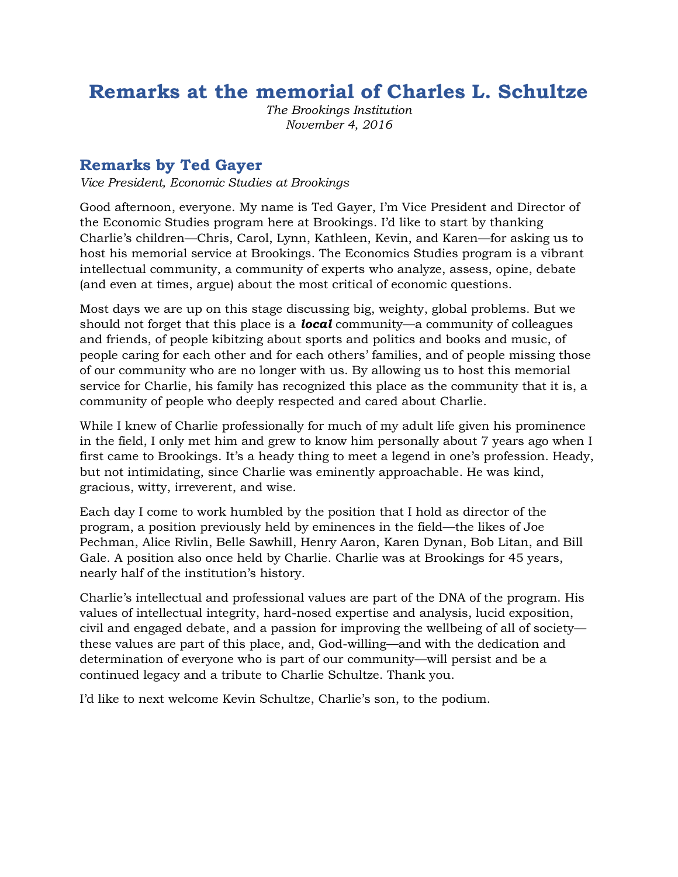# Remarks at the memorial of Charles L. Schultze

*The Brookings Institution*
*November 4, 2016*

## Remarks by Ted Gayer

*Vice President, Economic Studies at Brookings*

Good afternoon, everyone. My name is Ted Gayer, I'm Vice President and Director of the Economic Studies program here at Brookings. I'd like to start by thanking Charlie's children—Chris, Carol, Lynn, Kathleen, Kevin, and Karen—for asking us to host his memorial service at Brookings. The Economics Studies program is a vibrant intellectual community, a community of experts who analyze, assess, opine, debate (and even at times, argue) about the most critical of economic questions.

Most days we are up on this stage discussing big, weighty, global problems. But we should not forget that this place is a ***local*** community—a community of colleagues and friends, of people kibitzing about sports and politics and books and music, of people caring for each other and for each others' families, and of people missing those of our community who are no longer with us. By allowing us to host this memorial service for Charlie, his family has recognized this place as the community that it is, a community of people who deeply respected and cared about Charlie.

While I knew of Charlie professionally for much of my adult life given his prominence in the field, I only met him and grew to know him personally about 7 years ago when I first came to Brookings. It's a heady thing to meet a legend in one's profession. Heady, but not intimidating, since Charlie was eminently approachable. He was kind, gracious, witty, irreverent, and wise.

Each day I come to work humbled by the position that I hold as director of the program, a position previously held by eminences in the field—the likes of Joe Pechman, Alice Rivlin, Belle Sawhill, Henry Aaron, Karen Dynan, Bob Litan, and Bill Gale. A position also once held by Charlie. Charlie was at Brookings for 45 years, nearly half of the institution's history.

Charlie's intellectual and professional values are part of the DNA of the program. His values of intellectual integrity, hard-nosed expertise and analysis, lucid exposition, civil and engaged debate, and a passion for improving the wellbeing of all of society—these values are part of this place, and, God-willing—and with the dedication and determination of everyone who is part of our community—will persist and be a continued legacy and a tribute to Charlie Schultze. Thank you.

I'd like to next welcome Kevin Schultze, Charlie's son, to the podium.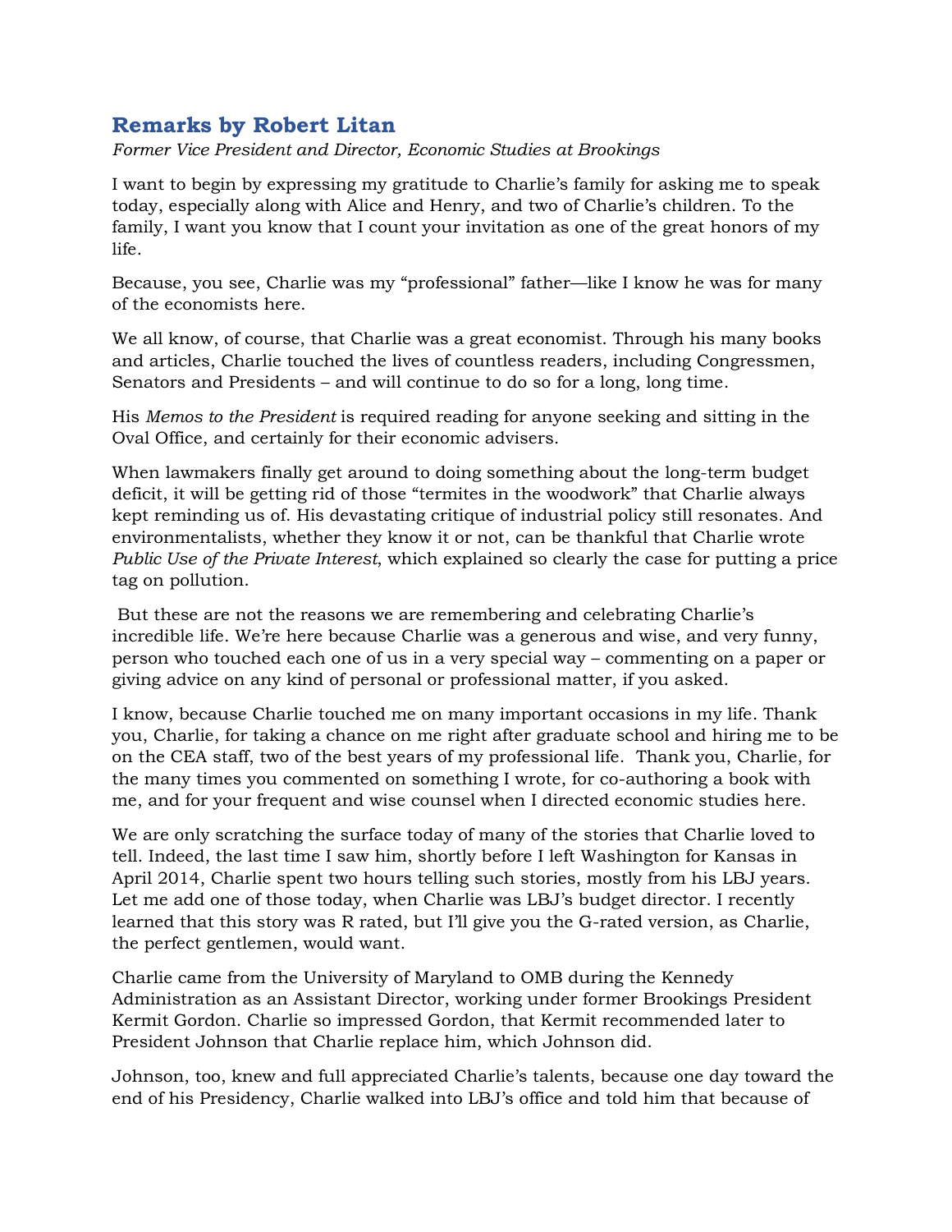## Remarks by Robert Litan

*Former Vice President and Director, Economic Studies at Brookings*

I want to begin by expressing my gratitude to Charlie's family for asking me to speak today, especially along with Alice and Henry, and two of Charlie's children. To the family, I want you know that I count your invitation as one of the great honors of my life.

Because, you see, Charlie was my "professional" father—like I know he was for many of the economists here.

We all know, of course, that Charlie was a great economist. Through his many books and articles, Charlie touched the lives of countless readers, including Congressmen, Senators and Presidents – and will continue to do so for a long, long time.

His *Memos to the President* is required reading for anyone seeking and sitting in the Oval Office, and certainly for their economic advisers.

When lawmakers finally get around to doing something about the long-term budget deficit, it will be getting rid of those "termites in the woodwork" that Charlie always kept reminding us of. His devastating critique of industrial policy still resonates. And environmentalists, whether they know it or not, can be thankful that Charlie wrote *Public Use of the Private Interest*, which explained so clearly the case for putting a price tag on pollution.

But these are not the reasons we are remembering and celebrating Charlie's incredible life. We're here because Charlie was a generous and wise, and very funny, person who touched each one of us in a very special way – commenting on a paper or giving advice on any kind of personal or professional matter, if you asked.

I know, because Charlie touched me on many important occasions in my life. Thank you, Charlie, for taking a chance on me right after graduate school and hiring me to be on the CEA staff, two of the best years of my professional life. Thank you, Charlie, for the many times you commented on something I wrote, for co-authoring a book with me, and for your frequent and wise counsel when I directed economic studies here.

We are only scratching the surface today of many of the stories that Charlie loved to tell. Indeed, the last time I saw him, shortly before I left Washington for Kansas in April 2014, Charlie spent two hours telling such stories, mostly from his LBJ years. Let me add one of those today, when Charlie was LBJ's budget director. I recently learned that this story was R rated, but I'll give you the G-rated version, as Charlie, the perfect gentlemen, would want.

Charlie came from the University of Maryland to OMB during the Kennedy Administration as an Assistant Director, working under former Brookings President Kermit Gordon. Charlie so impressed Gordon, that Kermit recommended later to President Johnson that Charlie replace him, which Johnson did.

Johnson, too, knew and full appreciated Charlie's talents, because one day toward the end of his Presidency, Charlie walked into LBJ's office and told him that because of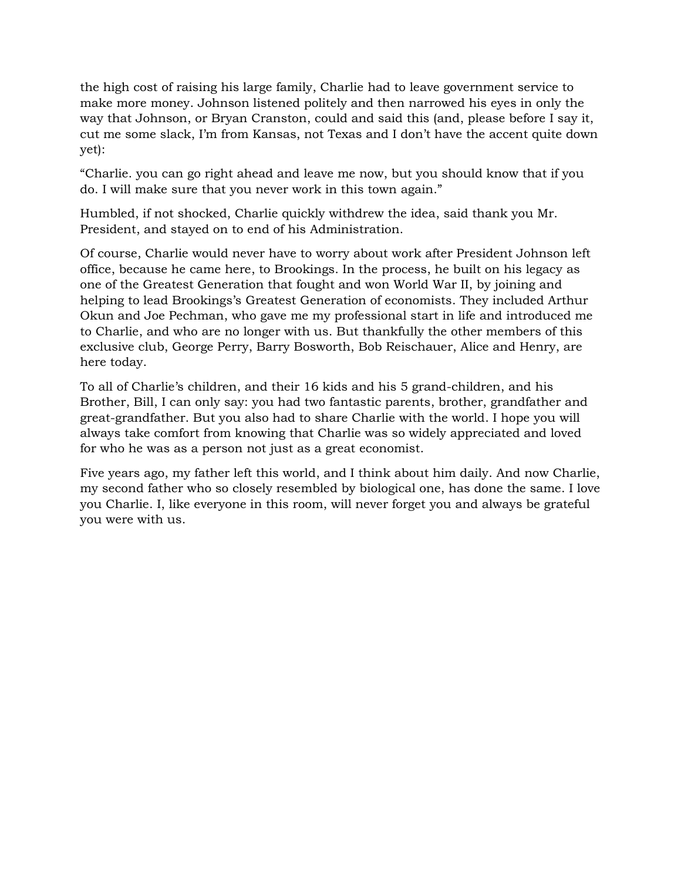the high cost of raising his large family, Charlie had to leave government service to make more money. Johnson listened politely and then narrowed his eyes in only the way that Johnson, or Bryan Cranston, could and said this (and, please before I say it, cut me some slack, I'm from Kansas, not Texas and I don't have the accent quite down yet):

"Charlie. you can go right ahead and leave me now, but you should know that if you do. I will make sure that you never work in this town again."

Humbled, if not shocked, Charlie quickly withdrew the idea, said thank you Mr. President, and stayed on to end of his Administration.

Of course, Charlie would never have to worry about work after President Johnson left office, because he came here, to Brookings. In the process, he built on his legacy as one of the Greatest Generation that fought and won World War II, by joining and helping to lead Brookings's Greatest Generation of economists. They included Arthur Okun and Joe Pechman, who gave me my professional start in life and introduced me to Charlie, and who are no longer with us. But thankfully the other members of this exclusive club, George Perry, Barry Bosworth, Bob Reischauer, Alice and Henry, are here today.

To all of Charlie's children, and their 16 kids and his 5 grand-children, and his Brother, Bill, I can only say: you had two fantastic parents, brother, grandfather and great-grandfather. But you also had to share Charlie with the world. I hope you will always take comfort from knowing that Charlie was so widely appreciated and loved for who he was as a person not just as a great economist.

Five years ago, my father left this world, and I think about him daily. And now Charlie, my second father who so closely resembled by biological one, has done the same. I love you Charlie. I, like everyone in this room, will never forget you and always be grateful you were with us.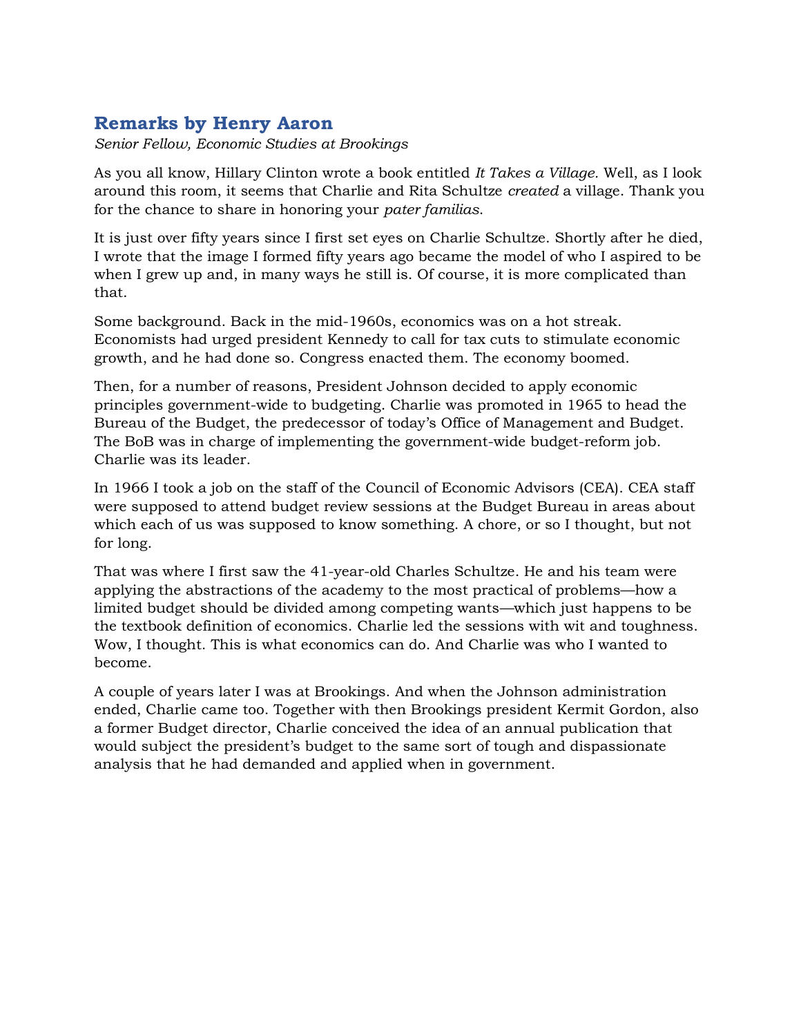## Remarks by Henry Aaron

*Senior Fellow, Economic Studies at Brookings*

As you all know, Hillary Clinton wrote a book entitled *It Takes a Village*. Well, as I look around this room, it seems that Charlie and Rita Schultze *created* a village. Thank you for the chance to share in honoring your *pater familias*.

It is just over fifty years since I first set eyes on Charlie Schultze. Shortly after he died, I wrote that the image I formed fifty years ago became the model of who I aspired to be when I grew up and, in many ways he still is. Of course, it is more complicated than that.

Some background. Back in the mid-1960s, economics was on a hot streak. Economists had urged president Kennedy to call for tax cuts to stimulate economic growth, and he had done so. Congress enacted them. The economy boomed.

Then, for a number of reasons, President Johnson decided to apply economic principles government-wide to budgeting. Charlie was promoted in 1965 to head the Bureau of the Budget, the predecessor of today's Office of Management and Budget. The BoB was in charge of implementing the government-wide budget-reform job. Charlie was its leader.

In 1966 I took a job on the staff of the Council of Economic Advisors (CEA). CEA staff were supposed to attend budget review sessions at the Budget Bureau in areas about which each of us was supposed to know something. A chore, or so I thought, but not for long.

That was where I first saw the 41-year-old Charles Schultze. He and his team were applying the abstractions of the academy to the most practical of problems—how a limited budget should be divided among competing wants—which just happens to be the textbook definition of economics. Charlie led the sessions with wit and toughness. Wow, I thought. This is what economics can do. And Charlie was who I wanted to become.

A couple of years later I was at Brookings. And when the Johnson administration ended, Charlie came too. Together with then Brookings president Kermit Gordon, also a former Budget director, Charlie conceived the idea of an annual publication that would subject the president's budget to the same sort of tough and dispassionate analysis that he had demanded and applied when in government.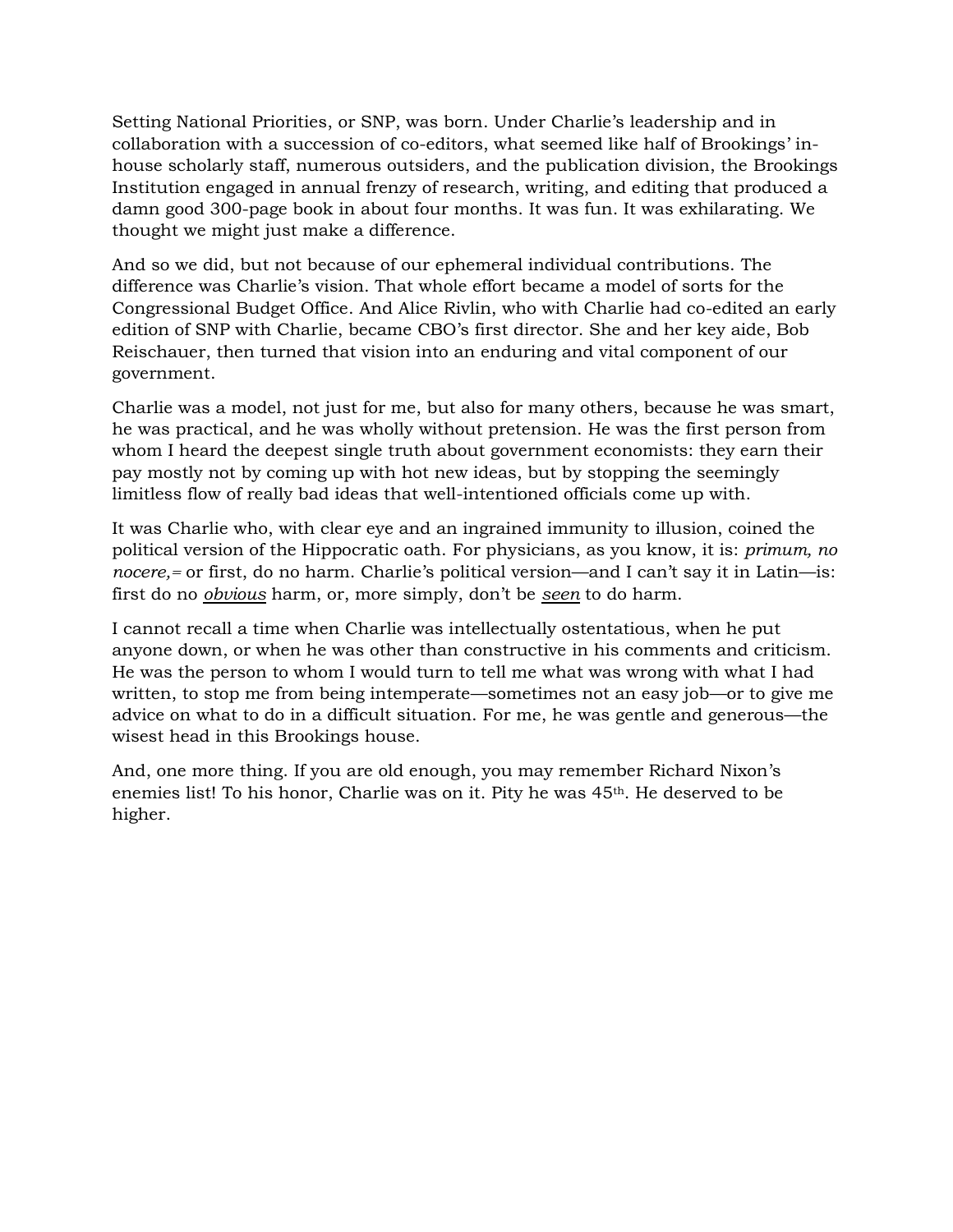Setting National Priorities, or SNP, was born. Under Charlie's leadership and in collaboration with a succession of co-editors, what seemed like half of Brookings' in-house scholarly staff, numerous outsiders, and the publication division, the Brookings Institution engaged in annual frenzy of research, writing, and editing that produced a damn good 300-page book in about four months. It was fun. It was exhilarating. We thought we might just make a difference.

And so we did, but not because of our ephemeral individual contributions. The difference was Charlie's vision. That whole effort became a model of sorts for the Congressional Budget Office. And Alice Rivlin, who with Charlie had co-edited an early edition of SNP with Charlie, became CBO's first director. She and her key aide, Bob Reischauer, then turned that vision into an enduring and vital component of our government.

Charlie was a model, not just for me, but also for many others, because he was smart, he was practical, and he was wholly without pretension. He was the first person from whom I heard the deepest single truth about government economists: they earn their pay mostly not by coming up with hot new ideas, but by stopping the seemingly limitless flow of really bad ideas that well-intentioned officials come up with.

It was Charlie who, with clear eye and an ingrained immunity to illusion, coined the political version of the Hippocratic oath. For physicians, as you know, it is: *primum, no nocere,=* or first, do no harm. Charlie's political version—and I can't say it in Latin—is: first do no ***obvious*** harm, or, more simply, don't be ***seen*** to do harm.

I cannot recall a time when Charlie was intellectually ostentatious, when he put anyone down, or when he was other than constructive in his comments and criticism. He was the person to whom I would turn to tell me what was wrong with what I had written, to stop me from being intemperate—sometimes not an easy job—or to give me advice on what to do in a difficult situation. For me, he was gentle and generous—the wisest head in this Brookings house.

And, one more thing. If you are old enough, you may remember Richard Nixon's enemies list! To his honor, Charlie was on it. Pity he was 45th. He deserved to be higher.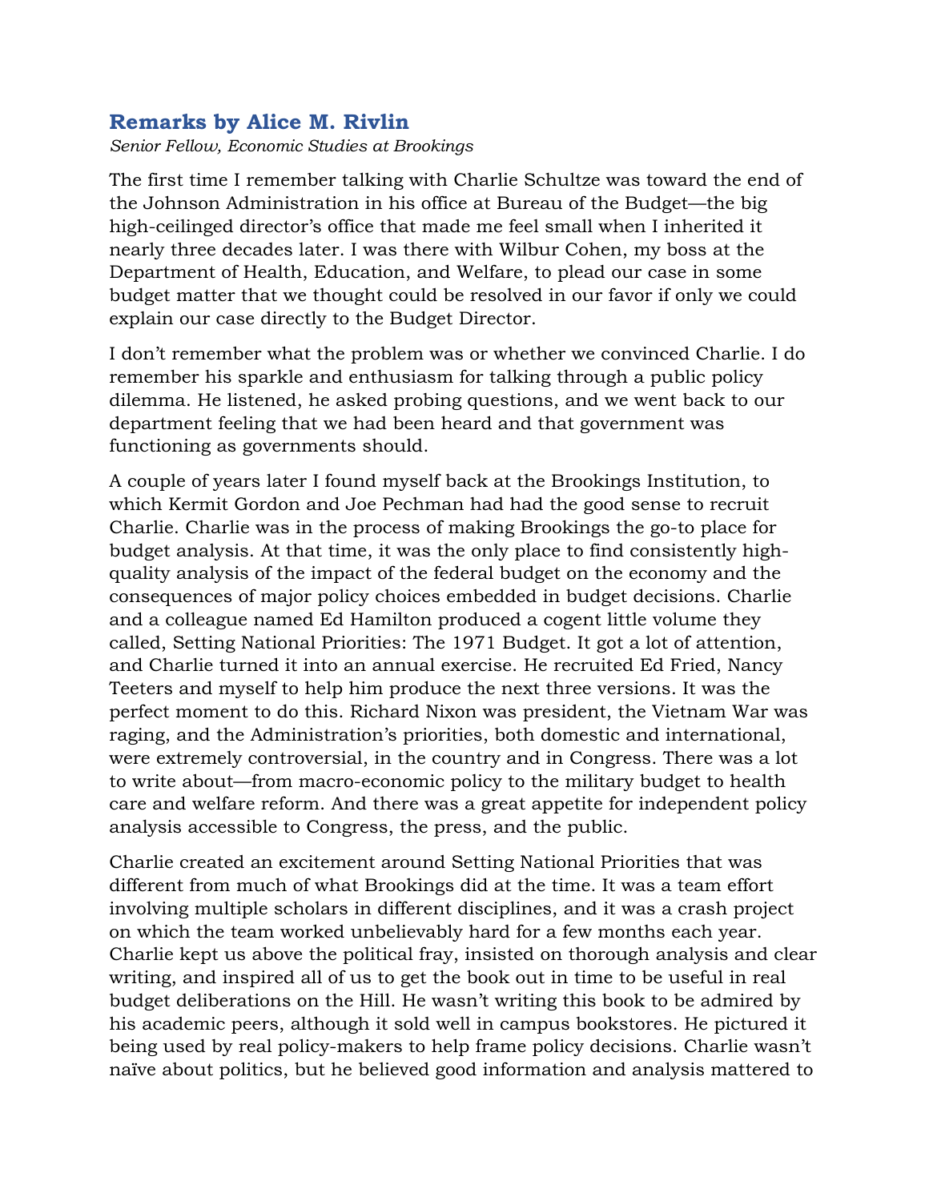## Remarks by Alice M. Rivlin

*Senior Fellow, Economic Studies at Brookings*

The first time I remember talking with Charlie Schultze was toward the end of the Johnson Administration in his office at Bureau of the Budget—the big high-ceilinged director's office that made me feel small when I inherited it nearly three decades later. I was there with Wilbur Cohen, my boss at the Department of Health, Education, and Welfare, to plead our case in some budget matter that we thought could be resolved in our favor if only we could explain our case directly to the Budget Director.

I don't remember what the problem was or whether we convinced Charlie. I do remember his sparkle and enthusiasm for talking through a public policy dilemma. He listened, he asked probing questions, and we went back to our department feeling that we had been heard and that government was functioning as governments should.

A couple of years later I found myself back at the Brookings Institution, to which Kermit Gordon and Joe Pechman had had the good sense to recruit Charlie. Charlie was in the process of making Brookings the go-to place for budget analysis. At that time, it was the only place to find consistently high-quality analysis of the impact of the federal budget on the economy and the consequences of major policy choices embedded in budget decisions. Charlie and a colleague named Ed Hamilton produced a cogent little volume they called, Setting National Priorities: The 1971 Budget. It got a lot of attention, and Charlie turned it into an annual exercise. He recruited Ed Fried, Nancy Teeters and myself to help him produce the next three versions. It was the perfect moment to do this. Richard Nixon was president, the Vietnam War was raging, and the Administration's priorities, both domestic and international, were extremely controversial, in the country and in Congress. There was a lot to write about—from macro-economic policy to the military budget to health care and welfare reform. And there was a great appetite for independent policy analysis accessible to Congress, the press, and the public.

Charlie created an excitement around Setting National Priorities that was different from much of what Brookings did at the time. It was a team effort involving multiple scholars in different disciplines, and it was a crash project on which the team worked unbelievably hard for a few months each year. Charlie kept us above the political fray, insisted on thorough analysis and clear writing, and inspired all of us to get the book out in time to be useful in real budget deliberations on the Hill. He wasn't writing this book to be admired by his academic peers, although it sold well in campus bookstores. He pictured it being used by real policy-makers to help frame policy decisions. Charlie wasn't naïve about politics, but he believed good information and analysis mattered to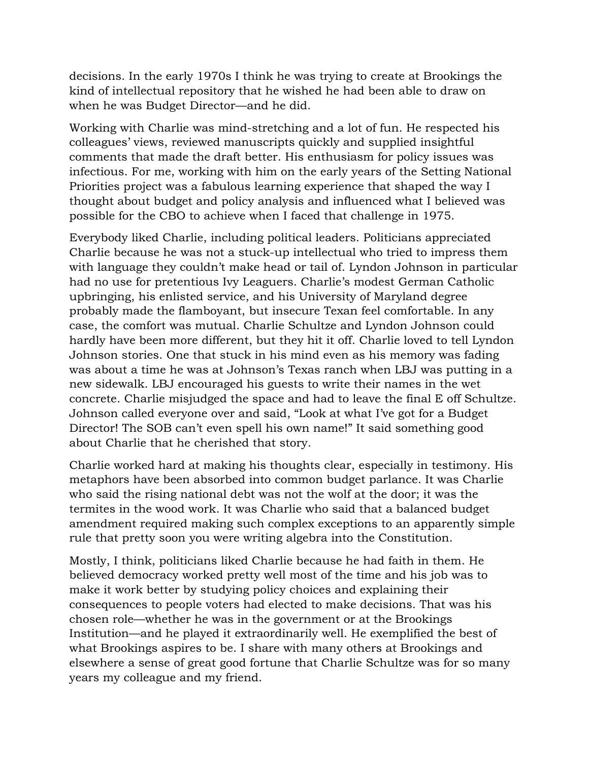decisions. In the early 1970s I think he was trying to create at Brookings the kind of intellectual repository that he wished he had been able to draw on when he was Budget Director—and he did.

Working with Charlie was mind-stretching and a lot of fun. He respected his colleagues' views, reviewed manuscripts quickly and supplied insightful comments that made the draft better. His enthusiasm for policy issues was infectious. For me, working with him on the early years of the Setting National Priorities project was a fabulous learning experience that shaped the way I thought about budget and policy analysis and influenced what I believed was possible for the CBO to achieve when I faced that challenge in 1975.

Everybody liked Charlie, including political leaders. Politicians appreciated Charlie because he was not a stuck-up intellectual who tried to impress them with language they couldn't make head or tail of. Lyndon Johnson in particular had no use for pretentious Ivy Leaguers. Charlie's modest German Catholic upbringing, his enlisted service, and his University of Maryland degree probably made the flamboyant, but insecure Texan feel comfortable. In any case, the comfort was mutual. Charlie Schultze and Lyndon Johnson could hardly have been more different, but they hit it off. Charlie loved to tell Lyndon Johnson stories. One that stuck in his mind even as his memory was fading was about a time he was at Johnson's Texas ranch when LBJ was putting in a new sidewalk. LBJ encouraged his guests to write their names in the wet concrete. Charlie misjudged the space and had to leave the final E off Schultze. Johnson called everyone over and said, "Look at what I've got for a Budget Director! The SOB can't even spell his own name!" It said something good about Charlie that he cherished that story.

Charlie worked hard at making his thoughts clear, especially in testimony. His metaphors have been absorbed into common budget parlance. It was Charlie who said the rising national debt was not the wolf at the door; it was the termites in the wood work. It was Charlie who said that a balanced budget amendment required making such complex exceptions to an apparently simple rule that pretty soon you were writing algebra into the Constitution.

Mostly, I think, politicians liked Charlie because he had faith in them. He believed democracy worked pretty well most of the time and his job was to make it work better by studying policy choices and explaining their consequences to people voters had elected to make decisions. That was his chosen role—whether he was in the government or at the Brookings Institution—and he played it extraordinarily well. He exemplified the best of what Brookings aspires to be. I share with many others at Brookings and elsewhere a sense of great good fortune that Charlie Schultze was for so many years my colleague and my friend.